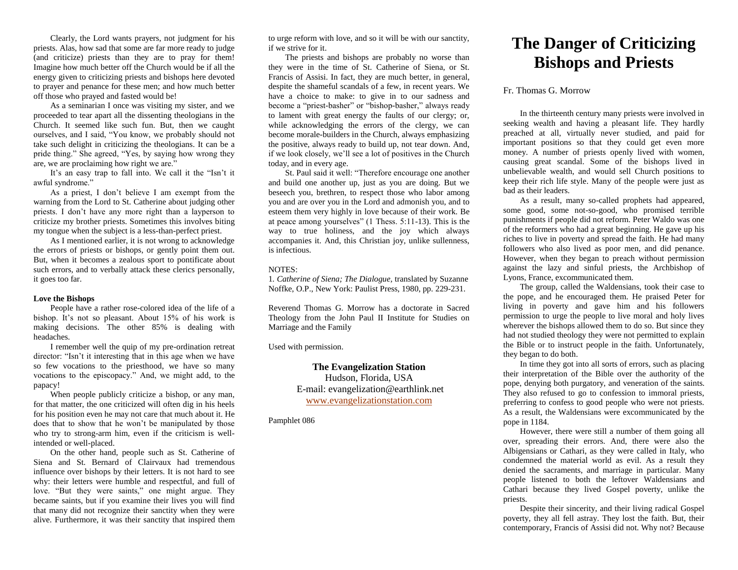# The Danger of Criticizing Bishops and Priests

Fr. Thomas G. Morrow

In the thirteenth century many priests were involved in seeking wealth and having a pleasant life. They hardly preached at all, virtually never studied, and paid for important positions so that they could get even more money. A number of priests openly lived with women, causing great scandal. Some of the bishops lived in unbelievable wealth, and would sell Church positions to keep their rich life style. Many of the people were just as bad as their leaders.

As a result, many so-called prophets had appeared, some good, some not-so-good, who promised terrible punishments if people did not reform. Peter Waldo was one of the reformers who had a great beginning. He gave up his riches to live in poverty and spread the faith. He had many followers who also lived as poor men, and did penance. However, when they began to preach without permission against the lazy and sinful priests, the Archbishop of Lyons, France, excommunicated them.

The group, called the Waldensians, took their case to the pope, and he encouraged them. He praised Peter for living in poverty and gave him and his followers permission to urge the people to live moral and holy lives wherever the bishops allowed them to do so. But since they had not studied theology they were not permitted to explain the Bible or to instruct people in the faith. Unfortunately, they began to do both.

In time they got into all sorts of errors, such as placing their interpretation of the Bible over the authority of the pope, denying both purgatory, and veneration of the saints. They also refused to go to confession to immoral priests, preferring to confess to good people who were not priests. As a result, the Waldensians were excommunicated by the pope in 1184.

However, there were still a number of them going all over, spreading their errors. And, there were also the Albigensians or Cathari, as they were called in Italy, who condemned the material world as evil. As a result they denied the sacraments, and marriage in particular. Many people listened to both the leftover Waldensians and Cathari because they lived Gospel poverty, unlike the priests.

Despite their sincerity, and their living radical Gospel poverty, they all fell astray. They lost the faith. But, their contemporary, Francis of Assisi did not. Why not? Because

Clearly, the Lord wants prayers, not judgment for his priests. Alas, how sad that some are far more ready to judge (and criticize) priests than they are to pray for them! Imagine how much better off the Church would be if all the energy given to criticizing priests and bishops here devoted to prayer and penance for these men; and how much better off those who prayed and fasted would be!

As a seminarian I once was visiting my sister, and we proceeded to tear apart all the dissenting theologians in the Church. It seemed like such fun. But, then we caught ourselves, and I said, "You know, we probably should not take such delight in criticizing the theologians. It can be a pride thing." She agreed, "Yes, by saying how wrong they are, we are proclaiming how right we are."

It's an easy trap to fall into. We call it the "Isn't it awful syndrome."

As a priest, I don't believe I am exempt from the warning from the Lord to St. Catherine about judging other priests. I don't have any more right than a layperson to criticize my brother priests. Sometimes this involves biting my tongue when the subject is a less-than-perfect priest.

As I mentioned earlier, it is not wrong to acknowledge the errors of priests or bishops, or gently point them out. But, when it becomes a zealous sport to pontificate about such errors, and to verbally attack these clerics personally, it goes too far.

**Love the Bishops**

People have a rather rose-colored idea of the life of a bishop. It's not so pleasant. About 15% of his work is making decisions. The other 85% is dealing with headaches.

I remember well the quip of my pre-ordination retreat director: "Isn't it interesting that in this age when we have so few vocations to the priesthood, we have so many vocations to the episcopacy." And, we might add, to the papacy!

When people publicly criticize a bishop, or any man, for that matter, the one criticized will often dig in his heels for his position even he may not care that much about it. He does that to show that he won't be manipulated by those who try to strong-arm him, even if the criticism is well-intended or well-placed.

On the other hand, people such as St. Catherine of Siena and St. Bernard of Clairvaux had tremendous influence over bishops by their letters. It is not hard to see why: their letters were humble and respectful, and full of love. "But they were saints," one might argue. They became saints, but if you examine their lives you will find that many did not recognize their sanctity when they were alive. Furthermore, it was their sanctity that inspired them to urge reform with love, and so it will be with our sanctity, if we strive for it.

The priests and bishops are probably no worse than they were in the time of St. Catherine of Siena, or St. Francis of Assisi. In fact, they are much better, in general, despite the shameful scandals of a few, in recent years. We have a choice to make: to give in to our sadness and become a "priest-basher" or "bishop-basher," always ready to lament with great energy the faults of our clergy; or, while acknowledging the errors of the clergy, we can become morale-builders in the Church, always emphasizing the positive, always ready to build up, not tear down. And, if we look closely, we'll see a lot of positives in the Church today, and in every age.

St. Paul said it well: "Therefore encourage one another and build one another up, just as you are doing. But we beseech you, brethren, to respect those who labor among you and are over you in the Lord and admonish you, and to esteem them very highly in love because of their work. Be at peace among yourselves" (1 Thess. 5:11-13). This is the way to true holiness, and the joy which always accompanies it. And, this Christian joy, unlike sullenness, is infectious.

NOTES:
1. *Catherine of Siena; The Dialogue,* translated by Suzanne Noffke, O.P., New York: Paulist Press, 1980, pp. 229-231.

Reverend Thomas G. Morrow has a doctorate in Sacred Theology from the John Paul II Institute for Studies on Marriage and the Family

Used with permission.

**The Evangelization Station**
Hudson, Florida, USA
E-mail: evangelization@earthlink.net
www.evangelizationstation.com

Pamphlet 086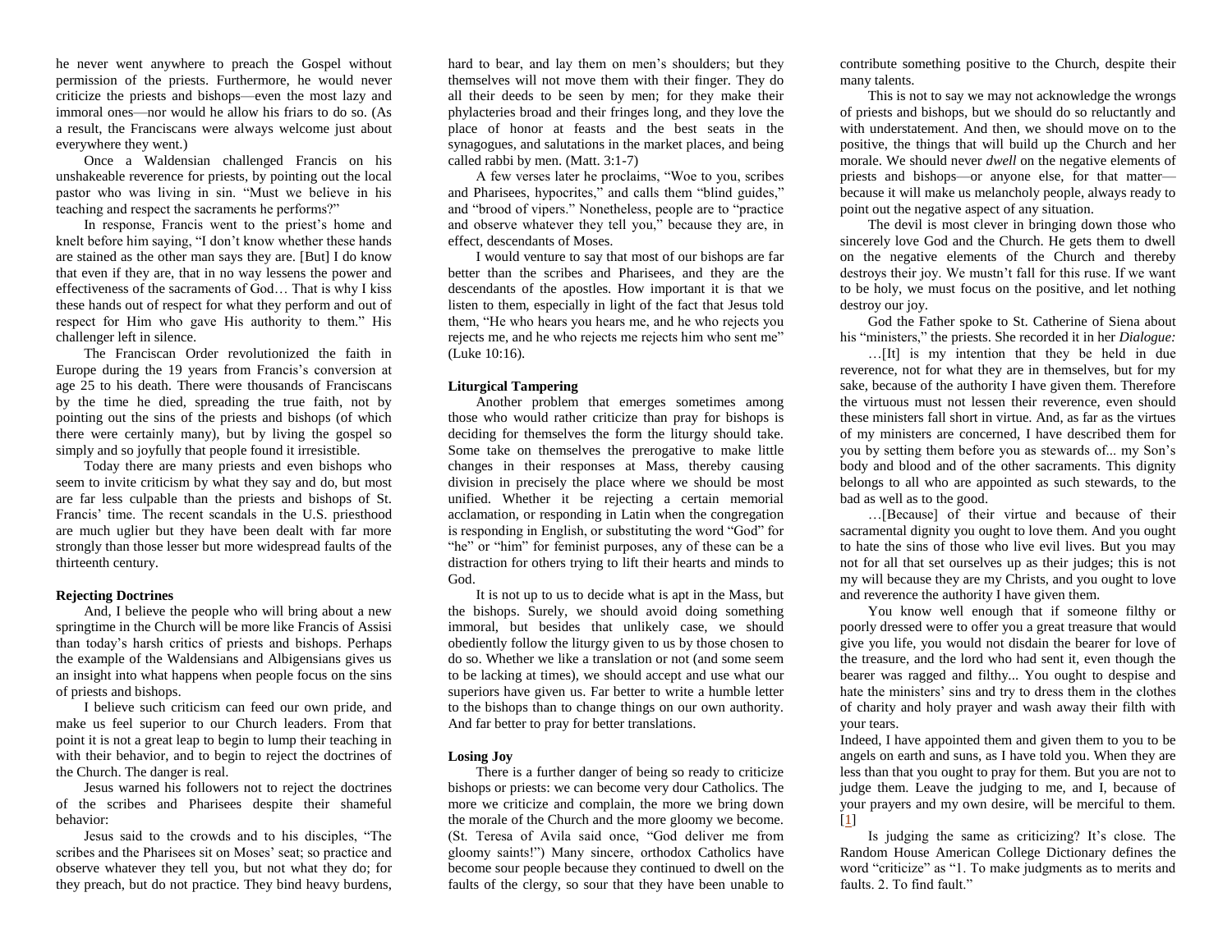he never went anywhere to preach the Gospel without permission of the priests. Furthermore, he would never criticize the priests and bishops—even the most lazy and immoral ones—nor would he allow his friars to do so. (As a result, the Franciscans were always welcome just about everywhere they went.)

Once a Waldensian challenged Francis on his unshakeable reverence for priests, by pointing out the local pastor who was living in sin. "Must we believe in his teaching and respect the sacraments he performs?"

In response, Francis went to the priest's home and knelt before him saying, "I don't know whether these hands are stained as the other man says they are. [But] I do know that even if they are, that in no way lessens the power and effectiveness of the sacraments of God… That is why I kiss these hands out of respect for what they perform and out of respect for Him who gave His authority to them." His challenger left in silence.

The Franciscan Order revolutionized the faith in Europe during the 19 years from Francis's conversion at age 25 to his death. There were thousands of Franciscans by the time he died, spreading the true faith, not by pointing out the sins of the priests and bishops (of which there were certainly many), but by living the gospel so simply and so joyfully that people found it irresistible.

Today there are many priests and even bishops who seem to invite criticism by what they say and do, but most are far less culpable than the priests and bishops of St. Francis' time. The recent scandals in the U.S. priesthood are much uglier but they have been dealt with far more strongly than those lesser but more widespread faults of the thirteenth century.

**Rejecting Doctrines**

And, I believe the people who will bring about a new springtime in the Church will be more like Francis of Assisi than today's harsh critics of priests and bishops. Perhaps the example of the Waldensians and Albigensians gives us an insight into what happens when people focus on the sins of priests and bishops.

I believe such criticism can feed our own pride, and make us feel superior to our Church leaders. From that point it is not a great leap to begin to lump their teaching in with their behavior, and to begin to reject the doctrines of the Church. The danger is real.

Jesus warned his followers not to reject the doctrines of the scribes and Pharisees despite their shameful behavior:

Jesus said to the crowds and to his disciples, "The scribes and the Pharisees sit on Moses' seat; so practice and observe whatever they tell you, but not what they do; for they preach, but do not practice. They bind heavy burdens, hard to bear, and lay them on men's shoulders; but they themselves will not move them with their finger. They do all their deeds to be seen by men; for they make their phylacteries broad and their fringes long, and they love the place of honor at feasts and the best seats in the synagogues, and salutations in the market places, and being called rabbi by men. (Matt. 3:1-7)

A few verses later he proclaims, "Woe to you, scribes and Pharisees, hypocrites," and calls them "blind guides," and "brood of vipers." Nonetheless, people are to "practice and observe whatever they tell you," because they are, in effect, descendants of Moses.

I would venture to say that most of our bishops are far better than the scribes and Pharisees, and they are the descendants of the apostles. How important it is that we listen to them, especially in light of the fact that Jesus told them, "He who hears you hears me, and he who rejects you rejects me, and he who rejects me rejects him who sent me" (Luke 10:16).

**Liturgical Tampering**

Another problem that emerges sometimes among those who would rather criticize than pray for bishops is deciding for themselves the form the liturgy should take. Some take on themselves the prerogative to make little changes in their responses at Mass, thereby causing division in precisely the place where we should be most unified. Whether it be rejecting a certain memorial acclamation, or responding in Latin when the congregation is responding in English, or substituting the word "God" for "he" or "him" for feminist purposes, any of these can be a distraction for others trying to lift their hearts and minds to God.

It is not up to us to decide what is apt in the Mass, but the bishops. Surely, we should avoid doing something immoral, but besides that unlikely case, we should obediently follow the liturgy given to us by those chosen to do so. Whether we like a translation or not (and some seem to be lacking at times), we should accept and use what our superiors have given us. Far better to write a humble letter to the bishops than to change things on our own authority. And far better to pray for better translations.

**Losing Joy**

There is a further danger of being so ready to criticize bishops or priests: we can become very dour Catholics. The more we criticize and complain, the more we bring down the morale of the Church and the more gloomy we become. (St. Teresa of Avila said once, "God deliver me from gloomy saints!") Many sincere, orthodox Catholics have become sour people because they continued to dwell on the faults of the clergy, so sour that they have been unable to contribute something positive to the Church, despite their many talents.

This is not to say we may not acknowledge the wrongs of priests and bishops, but we should do so reluctantly and with understatement. And then, we should move on to the positive, the things that will build up the Church and her morale. We should never *dwell* on the negative elements of priests and bishops—or anyone else, for that matter—because it will make us melancholy people, always ready to point out the negative aspect of any situation.

The devil is most clever in bringing down those who sincerely love God and the Church. He gets them to dwell on the negative elements of the Church and thereby destroys their joy. We mustn't fall for this ruse. If we want to be holy, we must focus on the positive, and let nothing destroy our joy.

God the Father spoke to St. Catherine of Siena about his "ministers," the priests. She recorded it in her *Dialogue:*

…[It] is my intention that they be held in due reverence, not for what they are in themselves, but for my sake, because of the authority I have given them. Therefore the virtuous must not lessen their reverence, even should these ministers fall short in virtue. And, as far as the virtues of my ministers are concerned, I have described them for you by setting them before you as stewards of... my Son's body and blood and of the other sacraments. This dignity belongs to all who are appointed as such stewards, to the bad as well as to the good.

…[Because] of their virtue and because of their sacramental dignity you ought to love them. And you ought to hate the sins of those who live evil lives. But you may not for all that set ourselves up as their judges; this is not my will because they are my Christs, and you ought to love and reverence the authority I have given them.

You know well enough that if someone filthy or poorly dressed were to offer you a great treasure that would give you life, you would not disdain the bearer for love of the treasure, and the lord who had sent it, even though the bearer was ragged and filthy... You ought to despise and hate the ministers' sins and try to dress them in the clothes of charity and holy prayer and wash away their filth with your tears.

Indeed, I have appointed them and given them to you to be angels on earth and suns, as I have told you. When they are less than that you ought to pray for them. But you are not to judge them. Leave the judging to me, and I, because of your prayers and my own desire, will be merciful to them. [1]

Is judging the same as criticizing? It's close. The Random House American College Dictionary defines the word "criticize" as "1. To make judgments as to merits and faults. 2. To find fault."